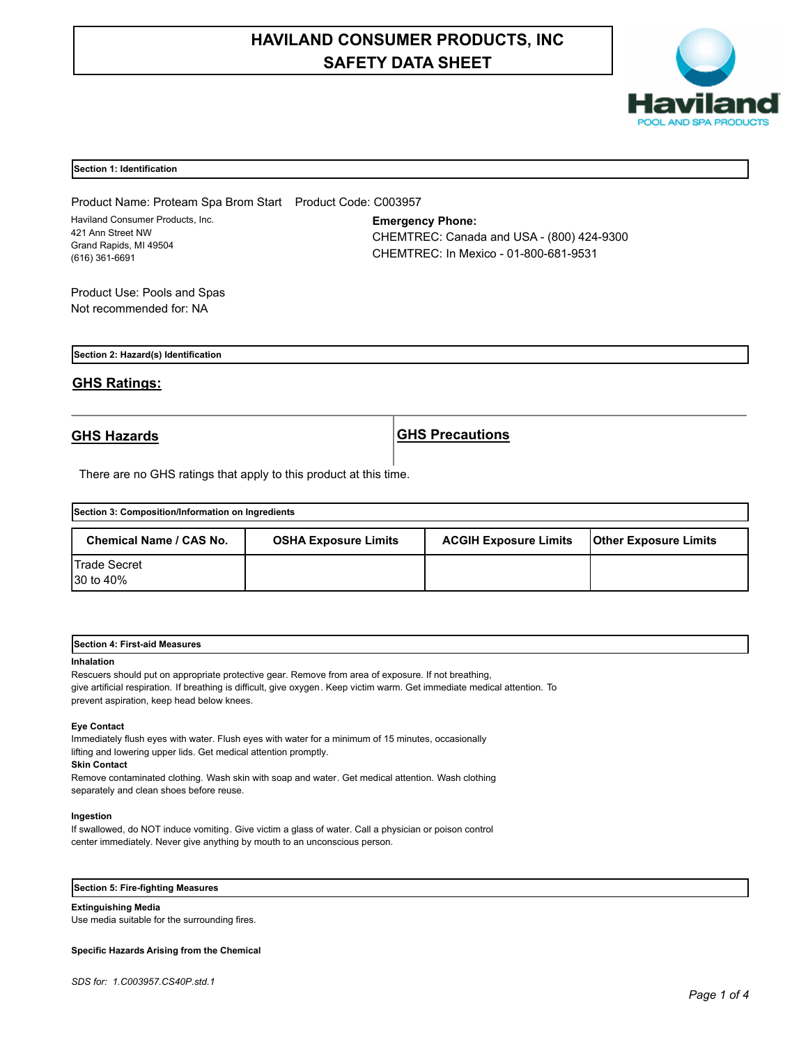# HAVILAND CONSUMER PRODUCTS, INC
# SAFETY DATA SHEET

## Section 1: Identification

Product Name: Proteam Spa Brom Start   Product Code: C003957

Haviland Consumer Products, Inc.
421 Ann Street NW
Grand Rapids, MI 49504
(616) 361-6691

**Emergency Phone:**
CHEMTREC: Canada and USA - (800) 424-9300
CHEMTREC: In Mexico - 01-800-681-9531

Product Use: Pools and Spas
Not recommended for: NA

## Section 2: Hazard(s) Identification

### GHS Ratings:

| GHS Hazards | GHS Precautions |
|---|---|

There are no GHS ratings that apply to this product at this time.

## Section 3: Composition/Information on Ingredients

| Chemical Name / CAS No. | OSHA Exposure Limits | ACGIH Exposure Limits | Other Exposure Limits |
|---|---|---|---|
| Trade Secret<br>30 to 40% | | | |

## Section 4: First-aid Measures

**Inhalation**

Rescuers should put on appropriate protective gear. Remove from area of exposure. If not breathing, give artificial respiration. If breathing is difficult, give oxygen. Keep victim warm. Get immediate medical attention. To prevent aspiration, keep head below knees.

**Eye Contact**

Immediately flush eyes with water. Flush eyes with water for a minimum of 15 minutes, occasionally lifting and lowering upper lids. Get medical attention promptly.

**Skin Contact**

Remove contaminated clothing. Wash skin with soap and water. Get medical attention. Wash clothing separately and clean shoes before reuse.

**Ingestion**

If swallowed, do NOT induce vomiting. Give victim a glass of water. Call a physician or poison control center immediately. Never give anything by mouth to an unconscious person.

## Section 5: Fire-fighting Measures

**Extinguishing Media**

Use media suitable for the surrounding fires.

**Specific Hazards Arising from the Chemical**

*SDS for: 1.C003957.CS40P.std.1*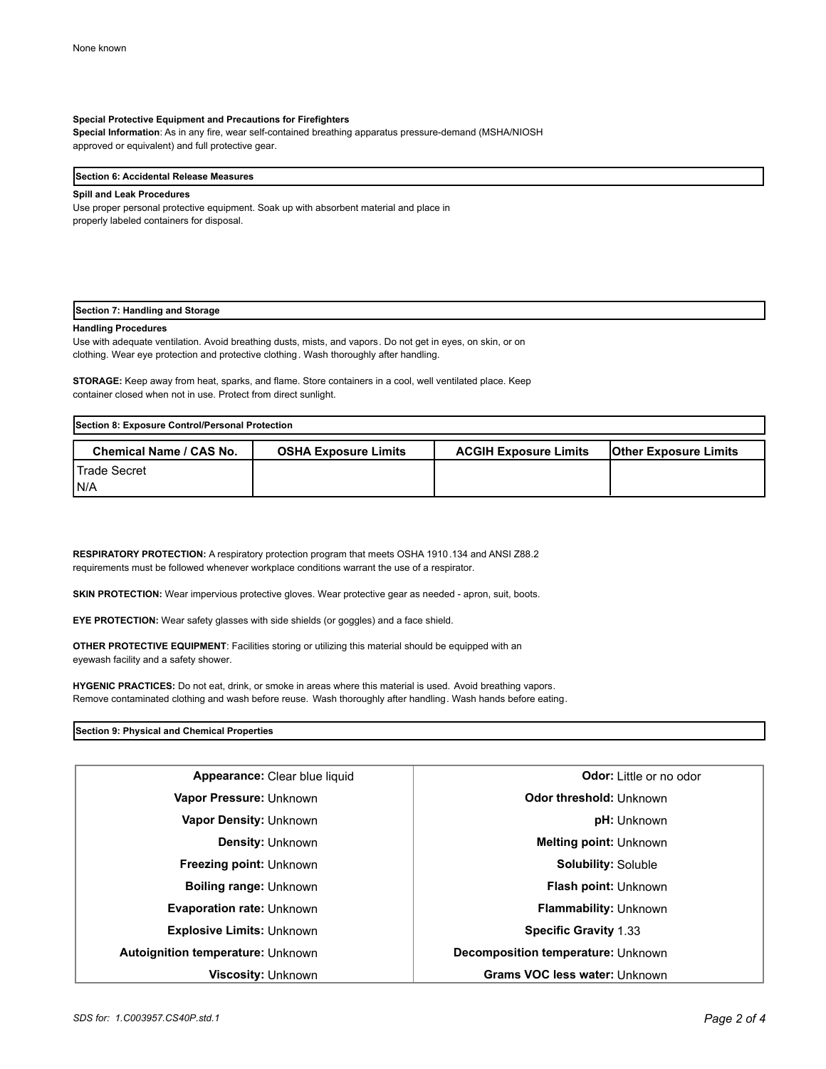None known

**Special Protective Equipment and Precautions for Firefighters**

**Special Information**: As in any fire, wear self-contained breathing apparatus pressure-demand (MSHA/NIOSH approved or equivalent) and full protective gear.

## Section 6: Accidental Release Measures

**Spill and Leak Procedures**

Use proper personal protective equipment. Soak up with absorbent material and place in properly labeled containers for disposal.

## Section 7: Handling and Storage

**Handling Procedures**

Use with adequate ventilation. Avoid breathing dusts, mists, and vapors. Do not get in eyes, on skin, or on clothing. Wear eye protection and protective clothing. Wash thoroughly after handling.

**STORAGE:** Keep away from heat, sparks, and flame. Store containers in a cool, well ventilated place. Keep container closed when not in use. Protect from direct sunlight.

## Section 8: Exposure Control/Personal Protection

| Chemical Name / CAS No. | OSHA Exposure Limits | ACGIH Exposure Limits | Other Exposure Limits |
|---|---|---|---|
| Trade Secret<br>N/A | | | |

**RESPIRATORY PROTECTION:** A respiratory protection program that meets OSHA 1910.134 and ANSI Z88.2 requirements must be followed whenever workplace conditions warrant the use of a respirator.

**SKIN PROTECTION:** Wear impervious protective gloves. Wear protective gear as needed - apron, suit, boots.

**EYE PROTECTION:** Wear safety glasses with side shields (or goggles) and a face shield.

**OTHER PROTECTIVE EQUIPMENT**: Facilities storing or utilizing this material should be equipped with an eyewash facility and a safety shower.

**HYGENIC PRACTICES:** Do not eat, drink, or smoke in areas where this material is used. Avoid breathing vapors. Remove contaminated clothing and wash before reuse. Wash thoroughly after handling. Wash hands before eating.

## Section 9: Physical and Chemical Properties

| | |
|---|---|
| **Appearance:** Clear blue liquid | **Odor:** Little or no odor |
| **Vapor Pressure:** Unknown | **Odor threshold:** Unknown |
| **Vapor Density:** Unknown | **pH:** Unknown |
| **Density:** Unknown | **Melting point:** Unknown |
| **Freezing point:** Unknown | **Solubility:** Soluble |
| **Boiling range:** Unknown | **Flash point:** Unknown |
| **Evaporation rate:** Unknown | **Flammability:** Unknown |
| **Explosive Limits:** Unknown | **Specific Gravity** 1.33 |
| **Autoignition temperature:** Unknown | **Decomposition temperature:** Unknown |
| **Viscosity:** Unknown | **Grams VOC less water:** Unknown |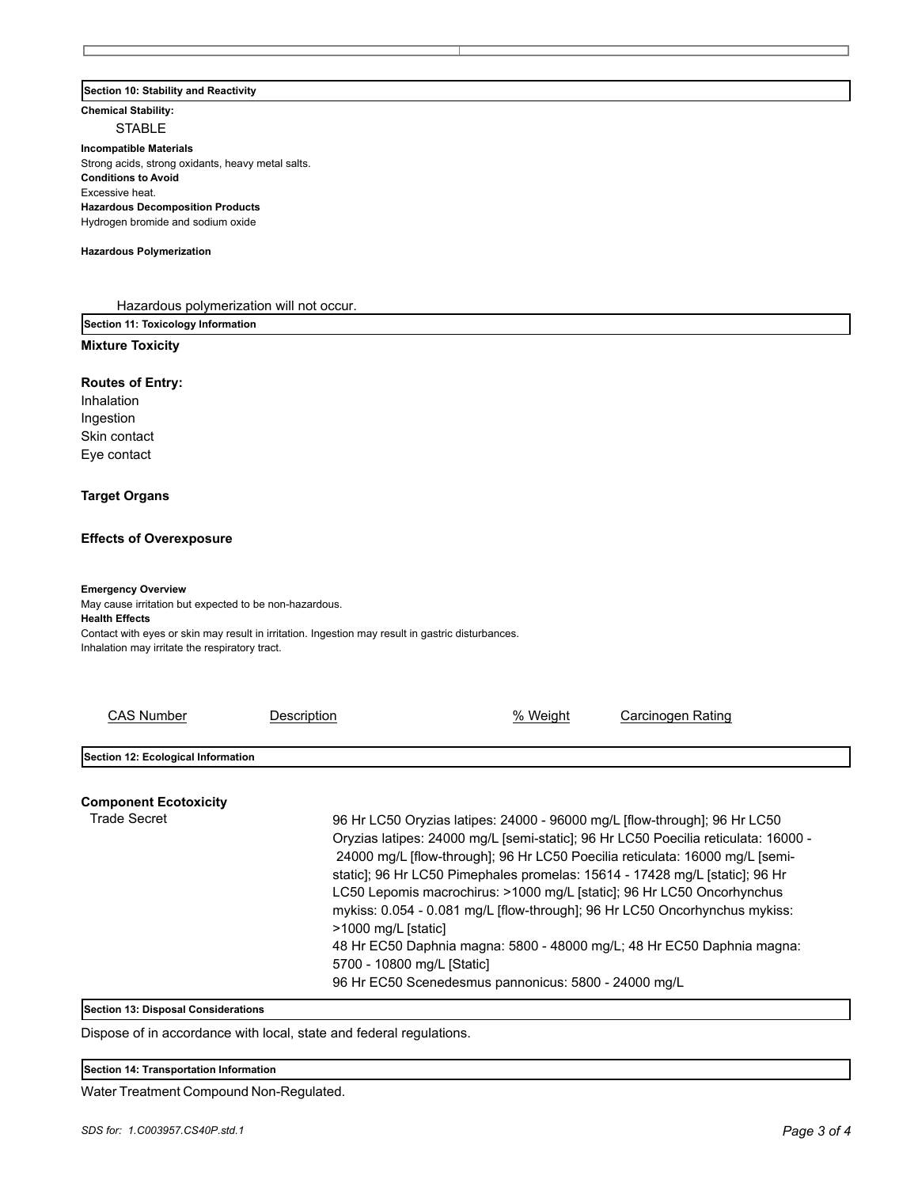## Section 10: Stability and Reactivity

**Chemical Stability:**

STABLE

**Incompatible Materials**

Strong acids, strong oxidants, heavy metal salts.

**Conditions to Avoid**

Excessive heat.

**Hazardous Decomposition Products**

Hydrogen bromide and sodium oxide

**Hazardous Polymerization**

Hazardous polymerization will not occur.

## Section 11: Toxicology Information

**Mixture Toxicity**

**Routes of Entry:**

Inhalation
Ingestion
Skin contact
Eye contact

**Target Organs**

**Effects of Overexposure**

**Emergency Overview**

May cause irritation but expected to be non-hazardous.

**Health Effects**

Contact with eyes or skin may result in irritation. Ingestion may result in gastric disturbances.
Inhalation may irritate the respiratory tract.

| CAS Number | Description | % Weight | Carcinogen Rating |
|---|---|---|---|

## Section 12: Ecological Information

**Component Ecotoxicity**

| | |
|---|---|
| Trade Secret | 96 Hr LC50 Oryzias latipes: 24000 - 96000 mg/L [flow-through]; 96 Hr LC50 Oryzias latipes: 24000 mg/L [semi-static]; 96 Hr LC50 Poecilia reticulata: 16000 - 24000 mg/L [flow-through]; 96 Hr LC50 Poecilia reticulata: 16000 mg/L [semi-static]; 96 Hr LC50 Pimephales promelas: 15614 - 17428 mg/L [static]; 96 Hr LC50 Lepomis macrochirus: >1000 mg/L [static]; 96 Hr LC50 Oncorhynchus mykiss: 0.054 - 0.081 mg/L [flow-through]; 96 Hr LC50 Oncorhynchus mykiss: >1000 mg/L [static]<br>48 Hr EC50 Daphnia magna: 5800 - 48000 mg/L; 48 Hr EC50 Daphnia magna: 5700 - 10800 mg/L [Static]<br>96 Hr EC50 Scenedesmus pannonicus: 5800 - 24000 mg/L |

## Section 13: Disposal Considerations

Dispose of in accordance with local, state and federal regulations.

## Section 14: Transportation Information

Water Treatment Compound Non-Regulated.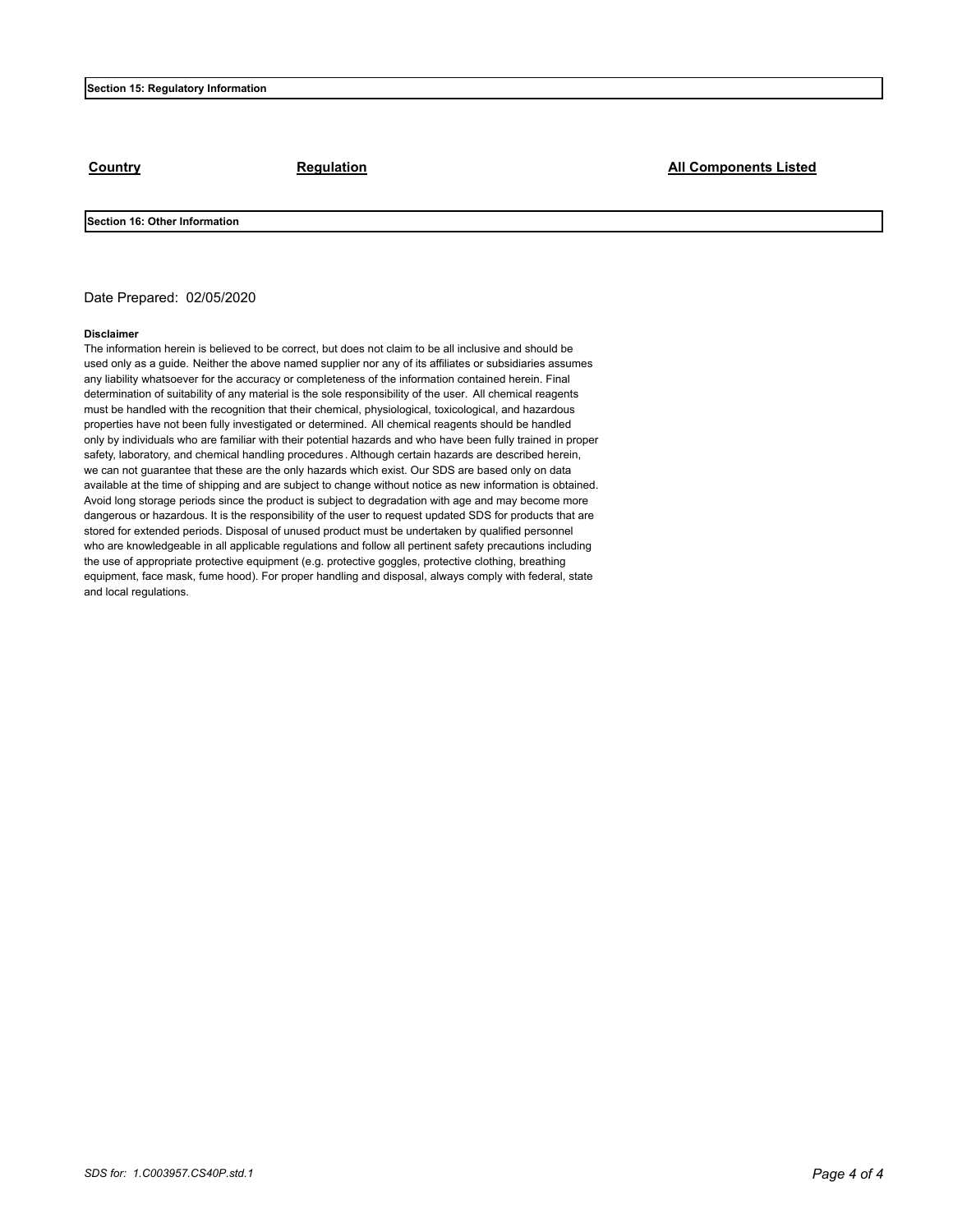## Section 15: Regulatory Information

| Country | Regulation | All Components Listed |
| --- | --- | --- |

## Section 16: Other Information

Date Prepared: 02/05/2020

**Disclaimer**

The information herein is believed to be correct, but does not claim to be all inclusive and should be used only as a guide. Neither the above named supplier nor any of its affiliates or subsidiaries assumes any liability whatsoever for the accuracy or completeness of the information contained herein. Final determination of suitability of any material is the sole responsibility of the user. All chemical reagents must be handled with the recognition that their chemical, physiological, toxicological, and hazardous properties have not been fully investigated or determined. All chemical reagents should be handled only by individuals who are familiar with their potential hazards and who have been fully trained in proper safety, laboratory, and chemical handling procedures. Although certain hazards are described herein, we can not guarantee that these are the only hazards which exist. Our SDS are based only on data available at the time of shipping and are subject to change without notice as new information is obtained. Avoid long storage periods since the product is subject to degradation with age and may become more dangerous or hazardous. It is the responsibility of the user to request updated SDS for products that are stored for extended periods. Disposal of unused product must be undertaken by qualified personnel who are knowledgeable in all applicable regulations and follow all pertinent safety precautions including the use of appropriate protective equipment (e.g. protective goggles, protective clothing, breathing equipment, face mask, fume hood). For proper handling and disposal, always comply with federal, state and local regulations.